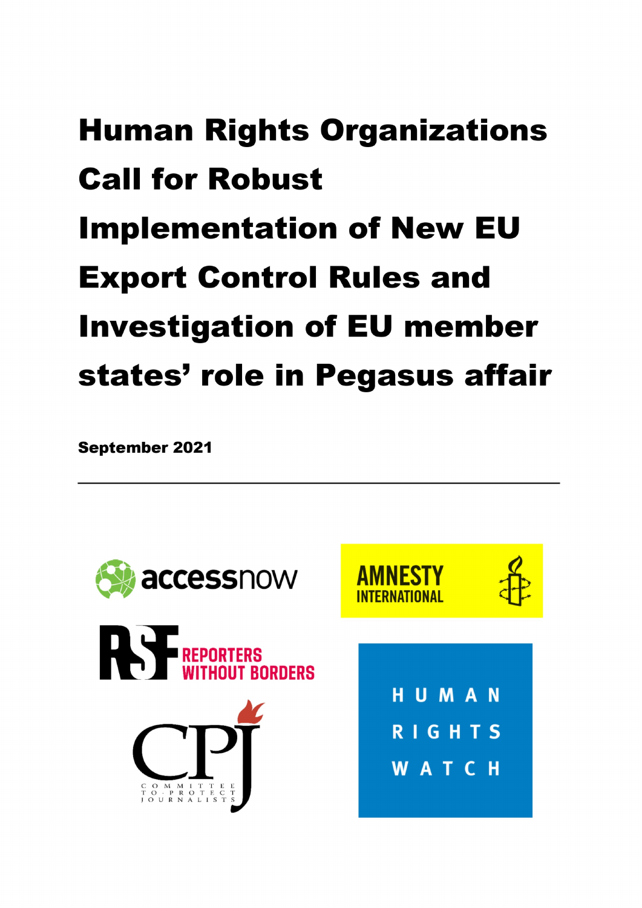# Human Rights Organizations Call for Robust Implementation of New EU Export Control Rules and Investigation of EU member states' role in Pegasus affair

**September 2021**

---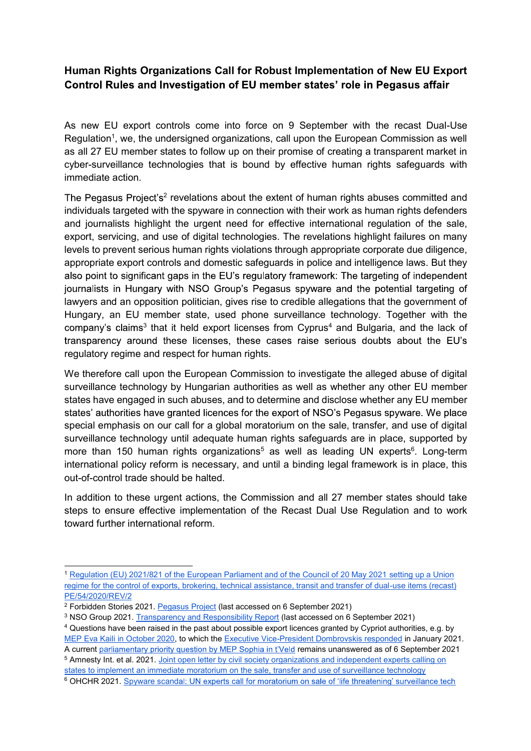**Human Rights Organizations Call for Robust Implementation of New EU Export Control Rules and Investigation of EU member states' role in Pegasus affair**

As new EU export controls come into force on 9 September with the recast Dual-Use Regulation[1], we, the undersigned organizations, call upon the European Commission as well as all 27 EU member states to follow up on their promise of creating a transparent market in cyber-surveillance technologies that is bound by effective human rights safeguards with immediate action.

The Pegasus Project's[2] revelations about the extent of human rights abuses committed and individuals targeted with the spyware in connection with their work as human rights defenders and journalists highlight the urgent need for effective international regulation of the sale, export, servicing, and use of digital technologies. The revelations highlight failures on many levels to prevent serious human rights violations through appropriate corporate due diligence, appropriate export controls and domestic safeguards in police and intelligence laws. But they also point to significant gaps in the EU's regulatory framework: The targeting of independent journalists in Hungary with NSO Group's Pegasus spyware and the potential targeting of lawyers and an opposition politician, gives rise to credible allegations that the government of Hungary, an EU member state, used phone surveillance technology. Together with the company's claims[3] that it held export licenses from Cyprus[4] and Bulgaria, and the lack of transparency around these licenses, these cases raise serious doubts about the EU's regulatory regime and respect for human rights.

We therefore call upon the European Commission to investigate the alleged abuse of digital surveillance technology by Hungarian authorities as well as whether any other EU member states have engaged in such abuses, and to determine and disclose whether any EU member states' authorities have granted licences for the export of NSO's Pegasus spyware. We place special emphasis on our call for a global moratorium on the sale, transfer, and use of digital surveillance technology until adequate human rights safeguards are in place, supported by more than 150 human rights organizations[5] as well as leading UN experts[6]. Long-term international policy reform is necessary, and until a binding legal framework is in place, this out-of-control trade should be halted.

In addition to these urgent actions, the Commission and all 27 member states should take steps to ensure effective implementation of the Recast Dual Use Regulation and to work toward further international reform.

---

[1] Regulation (EU) 2021/821 of the European Parliament and of the Council of 20 May 2021 setting up a Union regime for the control of exports, brokering, technical assistance, transit and transfer of dual-use items (recast) PE/54/2020/REV/2

[2] Forbidden Stories 2021. Pegasus Project (last accessed on 6 September 2021)

[3] NSO Group 2021. Transparency and Responsibility Report (last accessed on 6 September 2021)

[4] Questions have been raised in the past about possible export licences granted by Cypriot authorities, e.g. by MEP Eva Kaili in October 2020, to which the Executive Vice-President Dombrovskis responded in January 2021. A current parliamentary priority question by MEP Sophia in t'Veld remains unanswered as of 6 September 2021

[5] Amnesty Int. et al. 2021. Joint open letter by civil society organizations and independent experts calling on states to implement an immediate moratorium on the sale, transfer and use of surveillance technology

[6] OHCHR 2021. Spyware scandal: UN experts call for moratorium on sale of 'life threatening' surveillance tech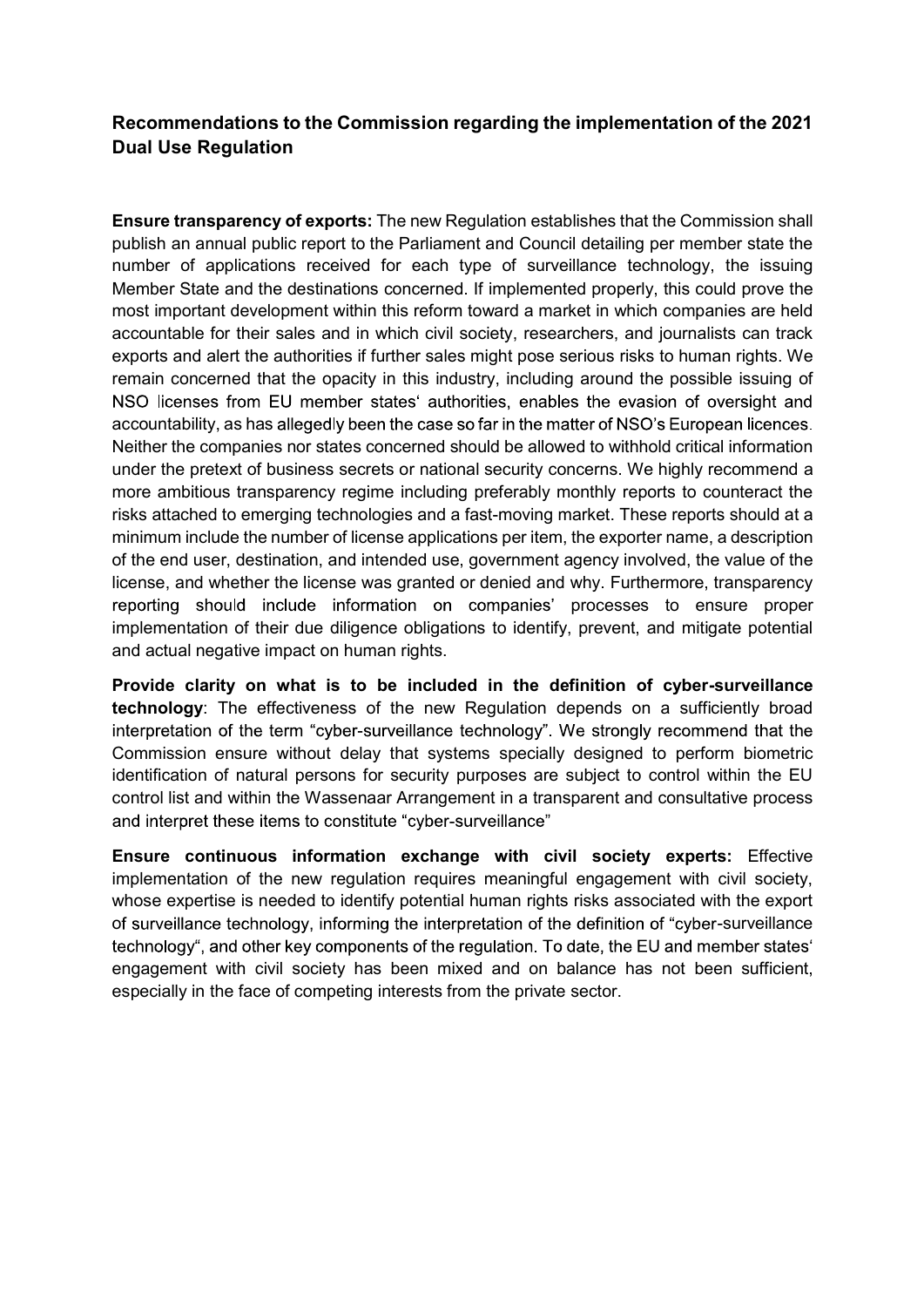## Recommendations to the Commission regarding the implementation of the 2021 Dual Use Regulation

**Ensure transparency of exports:** The new Regulation establishes that the Commission shall publish an annual public report to the Parliament and Council detailing per member state the number of applications received for each type of surveillance technology, the issuing Member State and the destinations concerned. If implemented properly, this could prove the most important development within this reform toward a market in which companies are held accountable for their sales and in which civil society, researchers, and journalists can track exports and alert the authorities if further sales might pose serious risks to human rights. We remain concerned that the opacity in this industry, including around the possible issuing of NSO licenses from EU member states' authorities, enables the evasion of oversight and accountability, as has allegedly been the case so far in the matter of NSO's European licences. Neither the companies nor states concerned should be allowed to withhold critical information under the pretext of business secrets or national security concerns. We highly recommend a more ambitious transparency regime including preferably monthly reports to counteract the risks attached to emerging technologies and a fast-moving market. These reports should at a minimum include the number of license applications per item, the exporter name, a description of the end user, destination, and intended use, government agency involved, the value of the license, and whether the license was granted or denied and why. Furthermore, transparency reporting should include information on companies' processes to ensure proper implementation of their due diligence obligations to identify, prevent, and mitigate potential and actual negative impact on human rights.

**Provide clarity on what is to be included in the definition of cyber-surveillance technology**: The effectiveness of the new Regulation depends on a sufficiently broad interpretation of the term "cyber-surveillance technology". We strongly recommend that the Commission ensure without delay that systems specially designed to perform biometric identification of natural persons for security purposes are subject to control within the EU control list and within the Wassenaar Arrangement in a transparent and consultative process and interpret these items to constitute "cyber-surveillance"

**Ensure continuous information exchange with civil society experts:** Effective implementation of the new regulation requires meaningful engagement with civil society, whose expertise is needed to identify potential human rights risks associated with the export of surveillance technology, informing the interpretation of the definition of "cyber-surveillance technology", and other key components of the regulation. To date, the EU and member states' engagement with civil society has been mixed and on balance has not been sufficient, especially in the face of competing interests from the private sector.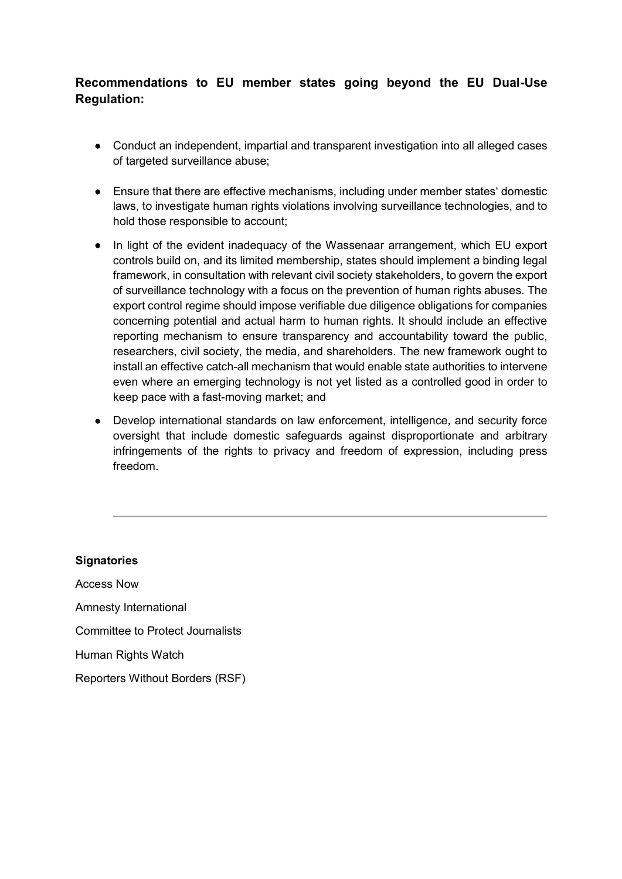**Recommendations to EU member states going beyond the EU Dual-Use Regulation:**

- Conduct an independent, impartial and transparent investigation into all alleged cases of targeted surveillance abuse;
- Ensure that there are effective mechanisms, including under member states' domestic laws, to investigate human rights violations involving surveillance technologies, and to hold those responsible to account;
- In light of the evident inadequacy of the Wassenaar arrangement, which EU export controls build on, and its limited membership, states should implement a binding legal framework, in consultation with relevant civil society stakeholders, to govern the export of surveillance technology with a focus on the prevention of human rights abuses. The export control regime should impose verifiable due diligence obligations for companies concerning potential and actual harm to human rights. It should include an effective reporting mechanism to ensure transparency and accountability toward the public, researchers, civil society, the media, and shareholders. The new framework ought to install an effective catch-all mechanism that would enable state authorities to intervene even where an emerging technology is not yet listed as a controlled good in order to keep pace with a fast-moving market; and
- Develop international standards on law enforcement, intelligence, and security force oversight that include domestic safeguards against disproportionate and arbitrary infringements of the rights to privacy and freedom of expression, including press freedom.

---

**Signatories**

Access Now

Amnesty International

Committee to Protect Journalists

Human Rights Watch

Reporters Without Borders (RSF)